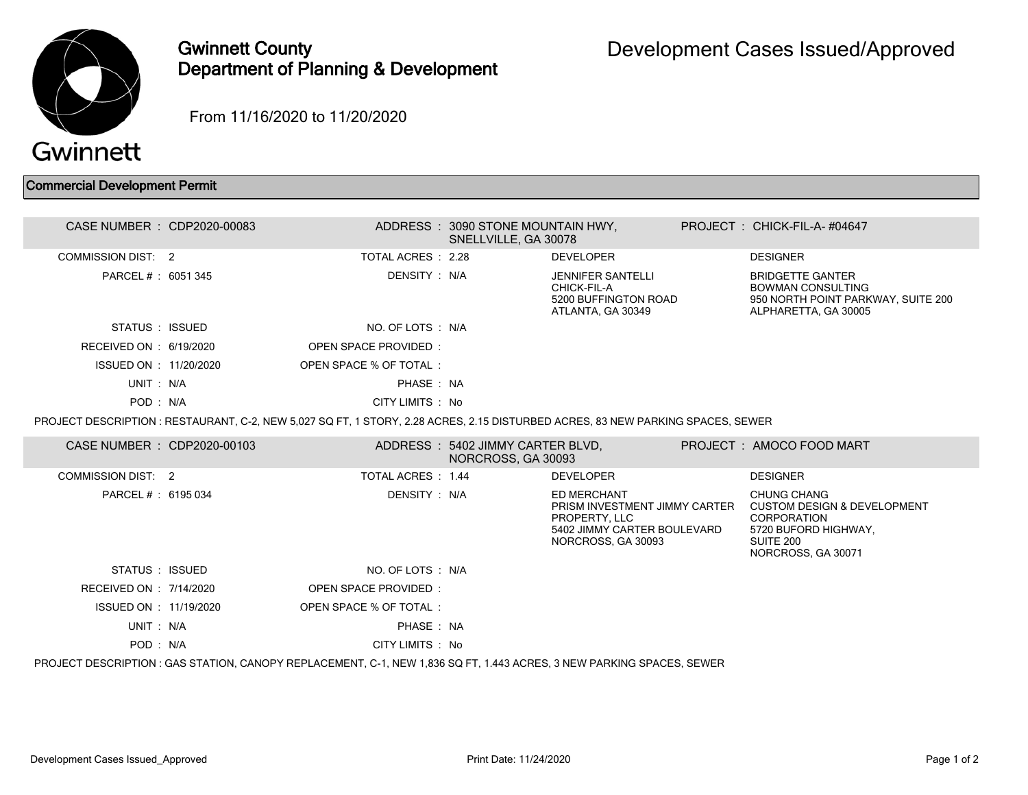# Gwinnett County Department of Planning & Development

## Development Cases Issued/Approved

From 11/16/2020 to 11/20/2020

### Commercial Development Permit

**CASE NUMBER :** CDP2020-00083
**ADDRESS :** 3090 STONE MOUNTAIN HWY, SNELLVILLE, GA 30078
**PROJECT :** CHICK-FIL-A- #04647

| | | | | | |
|---|---|---|---|---|---|
| COMMISSION DIST: | 2 | TOTAL ACRES : | 2.28 | DEVELOPER | DESIGNER |
| PARCEL # : | 6051 345 | DENSITY : | N/A | JENNIFER SANTELLI<br>CHICK-FIL-A<br>5200 BUFFINGTON ROAD<br>ATLANTA, GA 30349 | BRIDGETTE GANTER<br>BOWMAN CONSULTING<br>950 NORTH POINT PARKWAY, SUITE 200<br>ALPHARETTA, GA 30005 |
| STATUS : | ISSUED | NO. OF LOTS : | N/A | | |
| RECEIVED ON : | 6/19/2020 | OPEN SPACE PROVIDED : | | | |
| ISSUED ON : | 11/20/2020 | OPEN SPACE % OF TOTAL : | | | |
| UNIT : | N/A | PHASE : | NA | | |
| POD : | N/A | CITY LIMITS : | No | | |

PROJECT DESCRIPTION : RESTAURANT, C-2, NEW 5,027 SQ FT, 1 STORY, 2.28 ACRES, 2.15 DISTURBED ACRES, 83 NEW PARKING SPACES, SEWER

**CASE NUMBER :** CDP2020-00103
**ADDRESS :** 5402 JIMMY CARTER BLVD, NORCROSS, GA 30093
**PROJECT :** AMOCO FOOD MART

| | | | | | |
|---|---|---|---|---|---|
| COMMISSION DIST: | 2 | TOTAL ACRES : | 1.44 | DEVELOPER | DESIGNER |
| PARCEL # : | 6195 034 | DENSITY : | N/A | ED MERCHANT<br>PRISM INVESTMENT JIMMY CARTER PROPERTY, LLC<br>5402 JIMMY CARTER BOULEVARD<br>NORCROSS, GA 30093 | CHUNG CHANG<br>CUSTOM DESIGN & DEVELOPMENT CORPORATION<br>5720 BUFORD HIGHWAY, SUITE 200<br>NORCROSS, GA 30071 |
| STATUS : | ISSUED | NO. OF LOTS : | N/A | | |
| RECEIVED ON : | 7/14/2020 | OPEN SPACE PROVIDED : | | | |
| ISSUED ON : | 11/19/2020 | OPEN SPACE % OF TOTAL : | | | |
| UNIT : | N/A | PHASE : | NA | | |
| POD : | N/A | CITY LIMITS : | No | | |

PROJECT DESCRIPTION : GAS STATION, CANOPY REPLACEMENT, C-1, NEW 1,836 SQ FT, 1.443 ACRES, 3 NEW PARKING SPACES, SEWER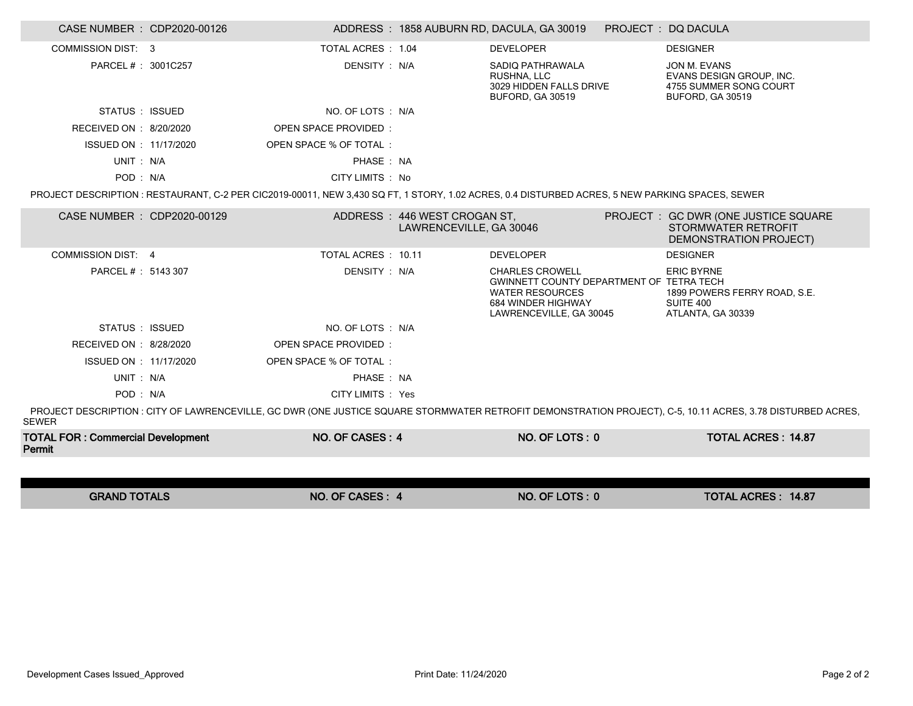| CASE NUMBER : CDP2020-00126 | ADDRESS : 1858 AUBURN RD, DACULA, GA 30019 | PROJECT : DQ DACULA | |
|---|---|---|---|
| COMMISSION DIST: 3 | TOTAL ACRES : 1.04 | DEVELOPER | DESIGNER |
| PARCEL # : 3001C257 | DENSITY : N/A | SADIQ PATHRAWALA<br>RUSHNA, LLC<br>3029 HIDDEN FALLS DRIVE<br>BUFORD, GA 30519 | JON M. EVANS<br>EVANS DESIGN GROUP, INC.<br>4755 SUMMER SONG COURT<br>BUFORD, GA 30519 |
| STATUS : ISSUED | NO. OF LOTS : N/A | | |
| RECEIVED ON : 8/20/2020 | OPEN SPACE PROVIDED : | | |
| ISSUED ON : 11/17/2020 | OPEN SPACE % OF TOTAL : | | |
| UNIT : N/A | PHASE : NA | | |
| POD : N/A | CITY LIMITS : No | | |

PROJECT DESCRIPTION : RESTAURANT, C-2 PER CIC2019-00011, NEW 3,430 SQ FT, 1 STORY, 1.02 ACRES, 0.4 DISTURBED ACRES, 5 NEW PARKING SPACES, SEWER

| CASE NUMBER : CDP2020-00129 | ADDRESS : 446 WEST CROGAN ST, LAWRENCEVILLE, GA 30046 | PROJECT : GC DWR (ONE JUSTICE SQUARE STORMWATER RETROFIT DEMONSTRATION PROJECT) | |
|---|---|---|---|
| COMMISSION DIST: 4 | TOTAL ACRES : 10.11 | DEVELOPER | DESIGNER |
| PARCEL # : 5143 307 | DENSITY : N/A | CHARLES CROWELL<br>GWINNETT COUNTY DEPARTMENT OF WATER RESOURCES<br>684 WINDER HIGHWAY<br>LAWRENCEVILLE, GA 30045 | ERIC BYRNE<br>TETRA TECH<br>1899 POWERS FERRY ROAD, S.E.<br>SUITE 400<br>ATLANTA, GA 30339 |
| STATUS : ISSUED | NO. OF LOTS : N/A | | |
| RECEIVED ON : 8/28/2020 | OPEN SPACE PROVIDED : | | |
| ISSUED ON : 11/17/2020 | OPEN SPACE % OF TOTAL : | | |
| UNIT : N/A | PHASE : NA | | |
| POD : N/A | CITY LIMITS : Yes | | |

PROJECT DESCRIPTION : CITY OF LAWRENCEVILLE, GC DWR (ONE JUSTICE SQUARE STORMWATER RETROFIT DEMONSTRATION PROJECT), C-5, 10.11 ACRES, 3.78 DISTURBED ACRES, SEWER

| TOTAL FOR : Commercial Development Permit | NO. OF CASES : 4 | NO. OF LOTS : 0 | TOTAL ACRES : 14.87 |
|---|---|---|---|

| GRAND TOTALS | NO. OF CASES : 4 | NO. OF LOTS : 0 | TOTAL ACRES : 14.87 |
|---|---|---|---|

Development Cases Issued_Approved

Print Date: 11/24/2020